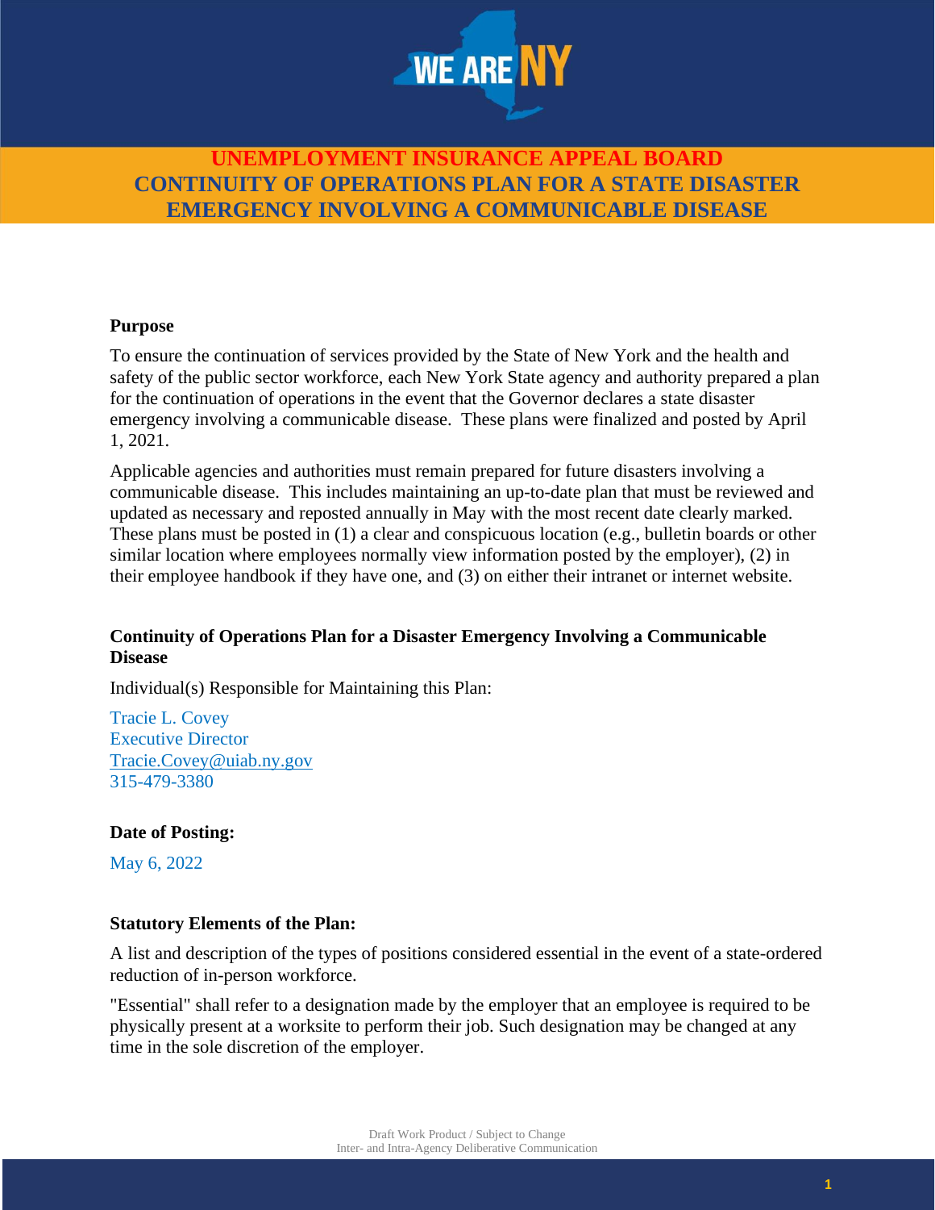# UNEMPLOYMENT INSURANCE APPEAL BOARD
# CONTINUITY OF OPERATIONS PLAN FOR A STATE DISASTER EMERGENCY INVOLVING A COMMUNICABLE DISEASE

**Purpose**

To ensure the continuation of services provided by the State of New York and the health and safety of the public sector workforce, each New York State agency and authority prepared a plan for the continuation of operations in the event that the Governor declares a state disaster emergency involving a communicable disease. These plans were finalized and posted by April 1, 2021.

Applicable agencies and authorities must remain prepared for future disasters involving a communicable disease. This includes maintaining an up-to-date plan that must be reviewed and updated as necessary and reposted annually in May with the most recent date clearly marked. These plans must be posted in (1) a clear and conspicuous location (e.g., bulletin boards or other similar location where employees normally view information posted by the employer), (2) in their employee handbook if they have one, and (3) on either their intranet or internet website.

**Continuity of Operations Plan for a Disaster Emergency Involving a Communicable Disease**

Individual(s) Responsible for Maintaining this Plan:

Tracie L. Covey
Executive Director
Tracie.Covey@uiab.ny.gov
315-479-3380

**Date of Posting:**

May 6, 2022

**Statutory Elements of the Plan:**

A list and description of the types of positions considered essential in the event of a state-ordered reduction of in-person workforce.

"Essential" shall refer to a designation made by the employer that an employee is required to be physically present at a worksite to perform their job. Such designation may be changed at any time in the sole discretion of the employer.

Draft Work Product / Subject to Change
Inter- and Intra-Agency Deliberative Communication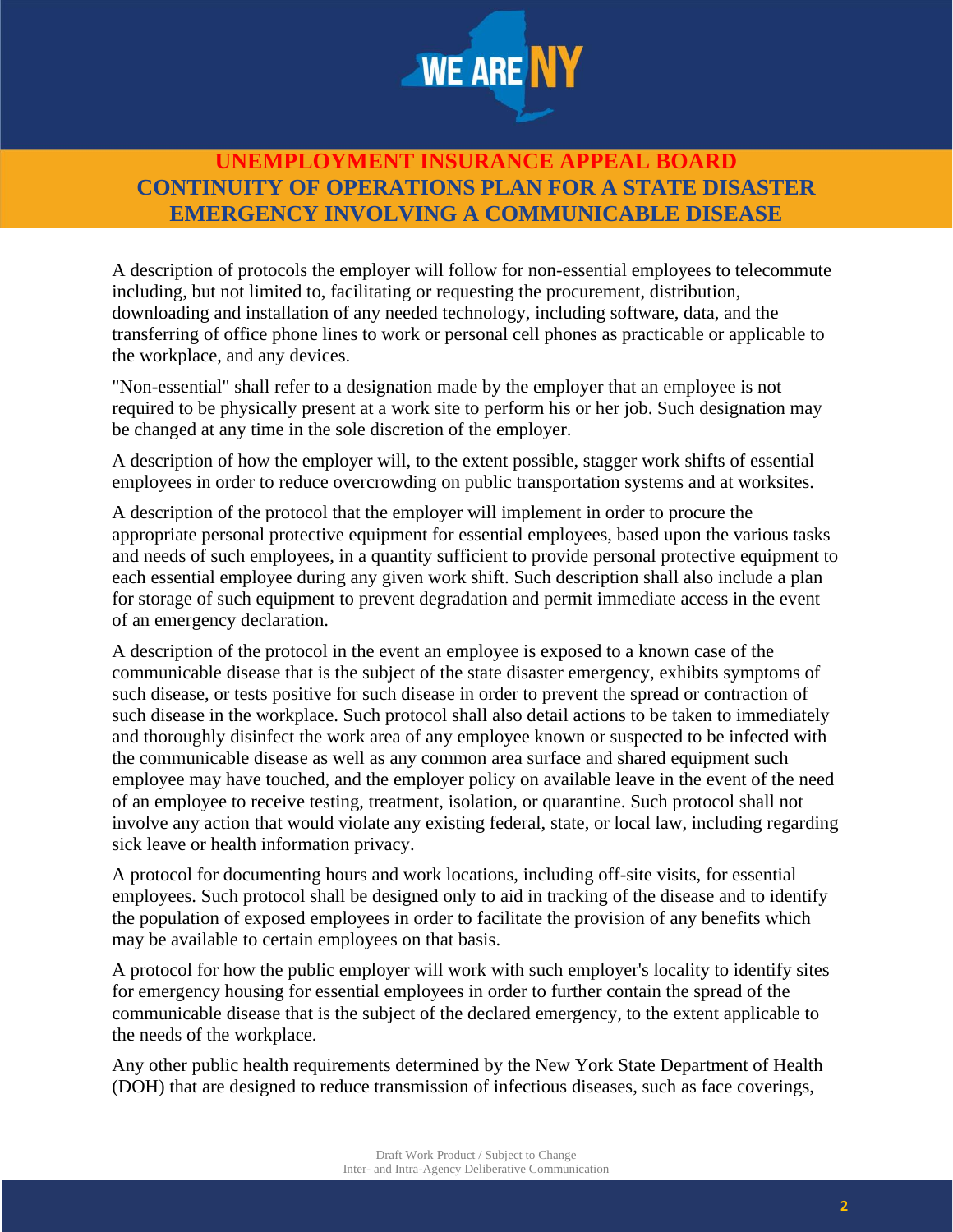# UNEMPLOYMENT INSURANCE APPEAL BOARD CONTINUITY OF OPERATIONS PLAN FOR A STATE DISASTER EMERGENCY INVOLVING A COMMUNICABLE DISEASE

A description of protocols the employer will follow for non-essential employees to telecommute including, but not limited to, facilitating or requesting the procurement, distribution, downloading and installation of any needed technology, including software, data, and the transferring of office phone lines to work or personal cell phones as practicable or applicable to the workplace, and any devices.

"Non-essential" shall refer to a designation made by the employer that an employee is not required to be physically present at a work site to perform his or her job. Such designation may be changed at any time in the sole discretion of the employer.

A description of how the employer will, to the extent possible, stagger work shifts of essential employees in order to reduce overcrowding on public transportation systems and at worksites.

A description of the protocol that the employer will implement in order to procure the appropriate personal protective equipment for essential employees, based upon the various tasks and needs of such employees, in a quantity sufficient to provide personal protective equipment to each essential employee during any given work shift. Such description shall also include a plan for storage of such equipment to prevent degradation and permit immediate access in the event of an emergency declaration.

A description of the protocol in the event an employee is exposed to a known case of the communicable disease that is the subject of the state disaster emergency, exhibits symptoms of such disease, or tests positive for such disease in order to prevent the spread or contraction of such disease in the workplace. Such protocol shall also detail actions to be taken to immediately and thoroughly disinfect the work area of any employee known or suspected to be infected with the communicable disease as well as any common area surface and shared equipment such employee may have touched, and the employer policy on available leave in the event of the need of an employee to receive testing, treatment, isolation, or quarantine. Such protocol shall not involve any action that would violate any existing federal, state, or local law, including regarding sick leave or health information privacy.

A protocol for documenting hours and work locations, including off-site visits, for essential employees. Such protocol shall be designed only to aid in tracking of the disease and to identify the population of exposed employees in order to facilitate the provision of any benefits which may be available to certain employees on that basis.

A protocol for how the public employer will work with such employer's locality to identify sites for emergency housing for essential employees in order to further contain the spread of the communicable disease that is the subject of the declared emergency, to the extent applicable to the needs of the workplace.

Any other public health requirements determined by the New York State Department of Health (DOH) that are designed to reduce transmission of infectious diseases, such as face coverings,

Draft Work Product / Subject to Change
Inter- and Intra-Agency Deliberative Communication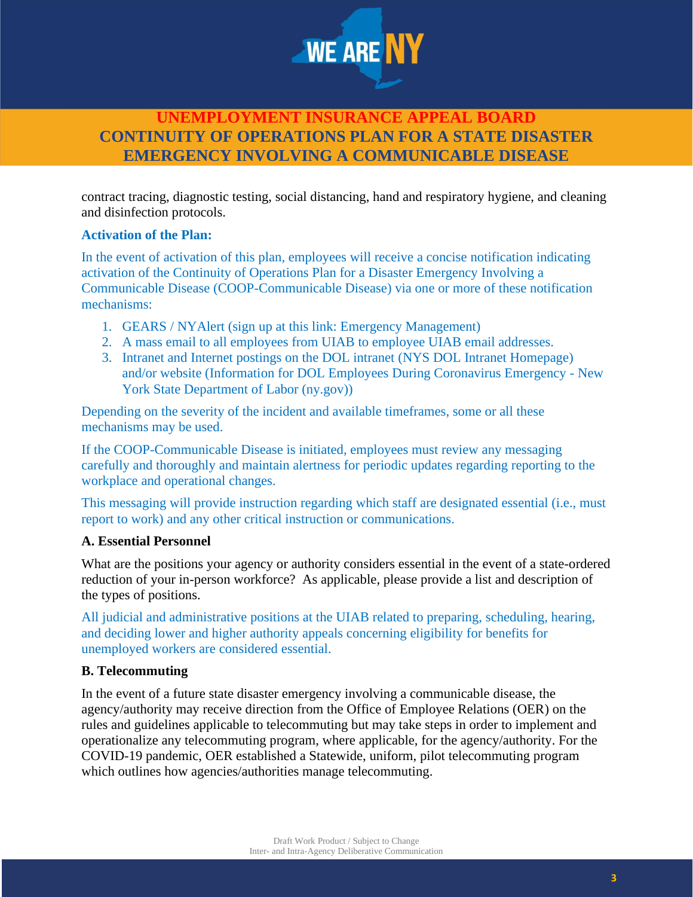contract tracing, diagnostic testing, social distancing, hand and respiratory hygiene, and cleaning and disinfection protocols.

**Activation of the Plan:**

In the event of activation of this plan, employees will receive a concise notification indicating activation of the Continuity of Operations Plan for a Disaster Emergency Involving a Communicable Disease (COOP-Communicable Disease) via one or more of these notification mechanisms:

1. GEARS / NYAlert (sign up at this link: Emergency Management)
2. A mass email to all employees from UIAB to employee UIAB email addresses.
3. Intranet and Internet postings on the DOL intranet (NYS DOL Intranet Homepage) and/or website (Information for DOL Employees During Coronavirus Emergency - New York State Department of Labor (ny.gov))

Depending on the severity of the incident and available timeframes, some or all these mechanisms may be used.

If the COOP-Communicable Disease is initiated, employees must review any messaging carefully and thoroughly and maintain alertness for periodic updates regarding reporting to the workplace and operational changes.

This messaging will provide instruction regarding which staff are designated essential (i.e., must report to work) and any other critical instruction or communications.

### A. Essential Personnel

What are the positions your agency or authority considers essential in the event of a state-ordered reduction of your in-person workforce? As applicable, please provide a list and description of the types of positions.

All judicial and administrative positions at the UIAB related to preparing, scheduling, hearing, and deciding lower and higher authority appeals concerning eligibility for benefits for unemployed workers are considered essential.

### B. Telecommuting

In the event of a future state disaster emergency involving a communicable disease, the agency/authority may receive direction from the Office of Employee Relations (OER) on the rules and guidelines applicable to telecommuting but may take steps in order to implement and operationalize any telecommuting program, where applicable, for the agency/authority. For the COVID-19 pandemic, OER established a Statewide, uniform, pilot telecommuting program which outlines how agencies/authorities manage telecommuting.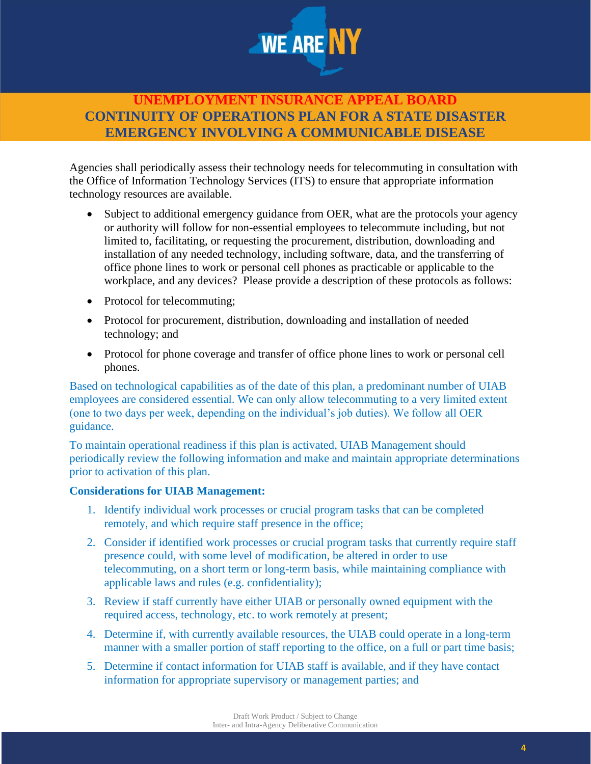Agencies shall periodically assess their technology needs for telecommuting in consultation with the Office of Information Technology Services (ITS) to ensure that appropriate information technology resources are available.

- Subject to additional emergency guidance from OER, what are the protocols your agency or authority will follow for non-essential employees to telecommute including, but not limited to, facilitating, or requesting the procurement, distribution, downloading and installation of any needed technology, including software, data, and the transferring of office phone lines to work or personal cell phones as practicable or applicable to the workplace, and any devices? Please provide a description of these protocols as follows:
- Protocol for telecommuting;
- Protocol for procurement, distribution, downloading and installation of needed technology; and
- Protocol for phone coverage and transfer of office phone lines to work or personal cell phones.

Based on technological capabilities as of the date of this plan, a predominant number of UIAB employees are considered essential. We can only allow telecommuting to a very limited extent (one to two days per week, depending on the individual's job duties). We follow all OER guidance.

To maintain operational readiness if this plan is activated, UIAB Management should periodically review the following information and make and maintain appropriate determinations prior to activation of this plan.

**Considerations for UIAB Management:**

1. Identify individual work processes or crucial program tasks that can be completed remotely, and which require staff presence in the office;
2. Consider if identified work processes or crucial program tasks that currently require staff presence could, with some level of modification, be altered in order to use telecommuting, on a short term or long-term basis, while maintaining compliance with applicable laws and rules (e.g. confidentiality);
3. Review if staff currently have either UIAB or personally owned equipment with the required access, technology, etc. to work remotely at present;
4. Determine if, with currently available resources, the UIAB could operate in a long-term manner with a smaller portion of staff reporting to the office, on a full or part time basis;
5. Determine if contact information for UIAB staff is available, and if they have contact information for appropriate supervisory or management parties; and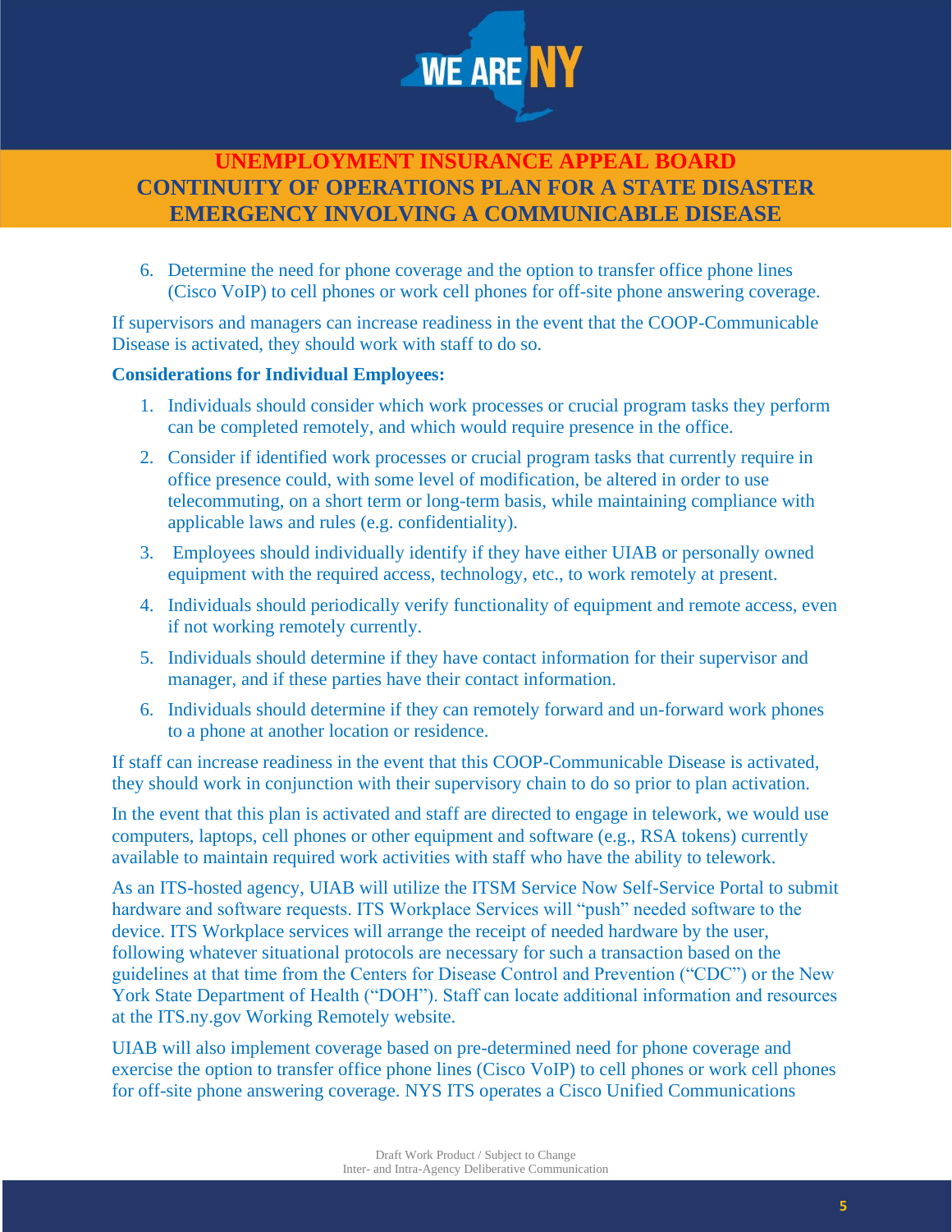6. Determine the need for phone coverage and the option to transfer office phone lines (Cisco VoIP) to cell phones or work cell phones for off-site phone answering coverage.

If supervisors and managers can increase readiness in the event that the COOP-Communicable Disease is activated, they should work with staff to do so.

**Considerations for Individual Employees:**

1. Individuals should consider which work processes or crucial program tasks they perform can be completed remotely, and which would require presence in the office.
2. Consider if identified work processes or crucial program tasks that currently require in office presence could, with some level of modification, be altered in order to use telecommuting, on a short term or long-term basis, while maintaining compliance with applicable laws and rules (e.g. confidentiality).
3. Employees should individually identify if they have either UIAB or personally owned equipment with the required access, technology, etc., to work remotely at present.
4. Individuals should periodically verify functionality of equipment and remote access, even if not working remotely currently.
5. Individuals should determine if they have contact information for their supervisor and manager, and if these parties have their contact information.
6. Individuals should determine if they can remotely forward and un-forward work phones to a phone at another location or residence.

If staff can increase readiness in the event that this COOP-Communicable Disease is activated, they should work in conjunction with their supervisory chain to do so prior to plan activation.

In the event that this plan is activated and staff are directed to engage in telework, we would use computers, laptops, cell phones or other equipment and software (e.g., RSA tokens) currently available to maintain required work activities with staff who have the ability to telework.

As an ITS-hosted agency, UIAB will utilize the ITSM Service Now Self-Service Portal to submit hardware and software requests. ITS Workplace Services will "push" needed software to the device. ITS Workplace services will arrange the receipt of needed hardware by the user, following whatever situational protocols are necessary for such a transaction based on the guidelines at that time from the Centers for Disease Control and Prevention ("CDC") or the New York State Department of Health ("DOH"). Staff can locate additional information and resources at the ITS.ny.gov Working Remotely website.

UIAB will also implement coverage based on pre-determined need for phone coverage and exercise the option to transfer office phone lines (Cisco VoIP) to cell phones or work cell phones for off-site phone answering coverage. NYS ITS operates a Cisco Unified Communications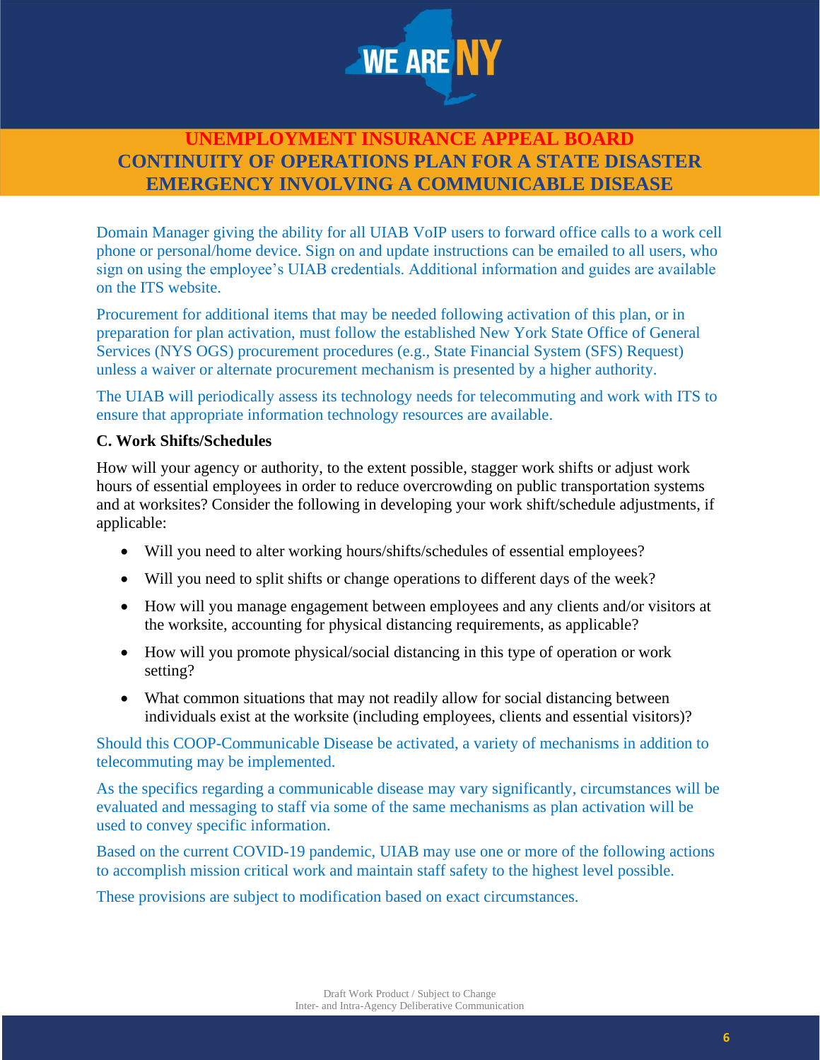Domain Manager giving the ability for all UIAB VoIP users to forward office calls to a work cell phone or personal/home device. Sign on and update instructions can be emailed to all users, who sign on using the employee's UIAB credentials. Additional information and guides are available on the ITS website.

Procurement for additional items that may be needed following activation of this plan, or in preparation for plan activation, must follow the established New York State Office of General Services (NYS OGS) procurement procedures (e.g., State Financial System (SFS) Request) unless a waiver or alternate procurement mechanism is presented by a higher authority.

The UIAB will periodically assess its technology needs for telecommuting and work with ITS to ensure that appropriate information technology resources are available.

### C. Work Shifts/Schedules

How will your agency or authority, to the extent possible, stagger work shifts or adjust work hours of essential employees in order to reduce overcrowding on public transportation systems and at worksites? Consider the following in developing your work shift/schedule adjustments, if applicable:

- Will you need to alter working hours/shifts/schedules of essential employees?
- Will you need to split shifts or change operations to different days of the week?
- How will you manage engagement between employees and any clients and/or visitors at the worksite, accounting for physical distancing requirements, as applicable?
- How will you promote physical/social distancing in this type of operation or work setting?
- What common situations that may not readily allow for social distancing between individuals exist at the worksite (including employees, clients and essential visitors)?

Should this COOP-Communicable Disease be activated, a variety of mechanisms in addition to telecommuting may be implemented.

As the specifics regarding a communicable disease may vary significantly, circumstances will be evaluated and messaging to staff via some of the same mechanisms as plan activation will be used to convey specific information.

Based on the current COVID-19 pandemic, UIAB may use one or more of the following actions to accomplish mission critical work and maintain staff safety to the highest level possible.

These provisions are subject to modification based on exact circumstances.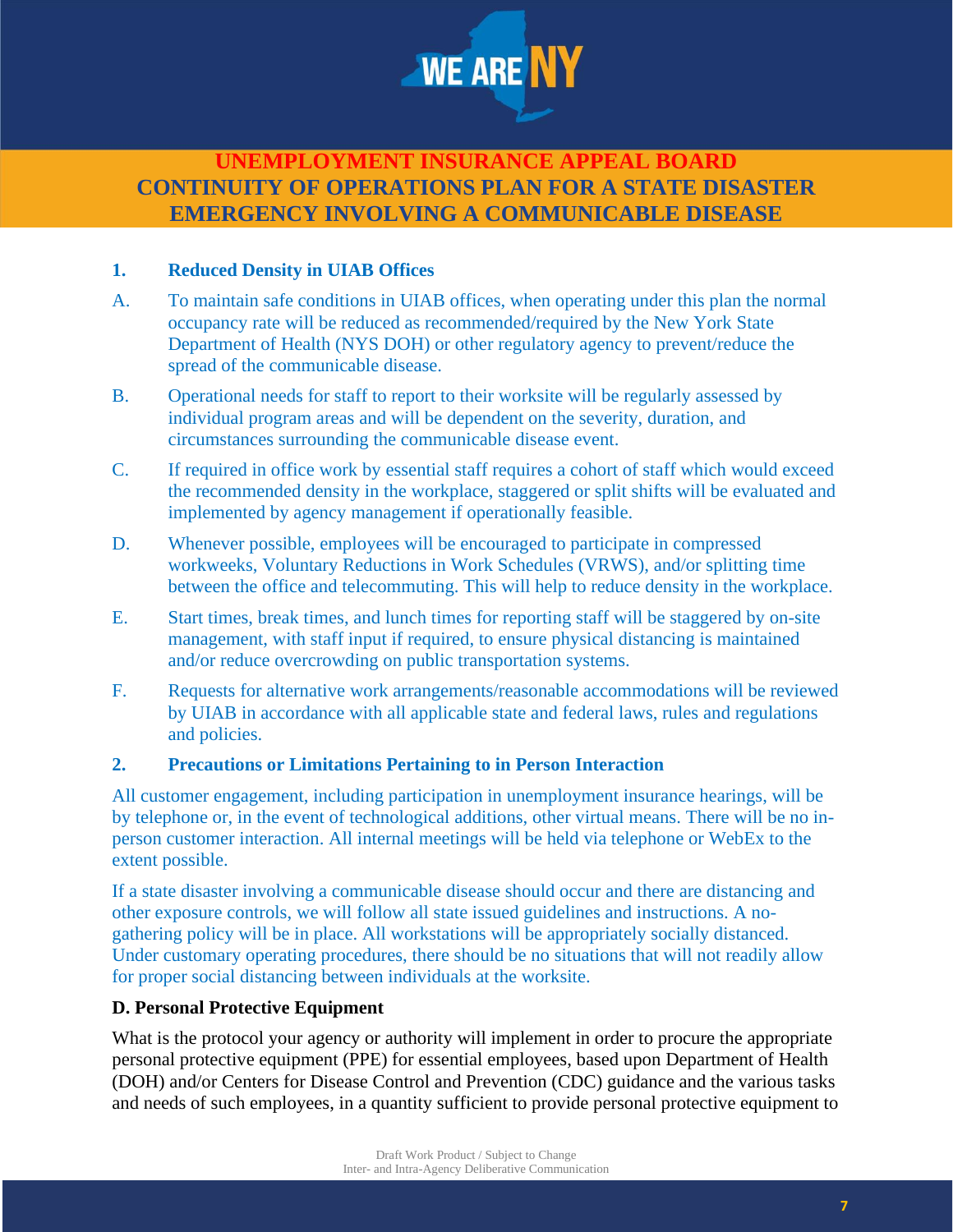# UNEMPLOYMENT INSURANCE APPEAL BOARD
# CONTINUITY OF OPERATIONS PLAN FOR A STATE DISASTER EMERGENCY INVOLVING A COMMUNICABLE DISEASE

### 1. Reduced Density in UIAB Offices

A. To maintain safe conditions in UIAB offices, when operating under this plan the normal occupancy rate will be reduced as recommended/required by the New York State Department of Health (NYS DOH) or other regulatory agency to prevent/reduce the spread of the communicable disease.

B. Operational needs for staff to report to their worksite will be regularly assessed by individual program areas and will be dependent on the severity, duration, and circumstances surrounding the communicable disease event.

C. If required in office work by essential staff requires a cohort of staff which would exceed the recommended density in the workplace, staggered or split shifts will be evaluated and implemented by agency management if operationally feasible.

D. Whenever possible, employees will be encouraged to participate in compressed workweeks, Voluntary Reductions in Work Schedules (VRWS), and/or splitting time between the office and telecommuting. This will help to reduce density in the workplace.

E. Start times, break times, and lunch times for reporting staff will be staggered by on-site management, with staff input if required, to ensure physical distancing is maintained and/or reduce overcrowding on public transportation systems.

F. Requests for alternative work arrangements/reasonable accommodations will be reviewed by UIAB in accordance with all applicable state and federal laws, rules and regulations and policies.

### 2. Precautions or Limitations Pertaining to in Person Interaction

All customer engagement, including participation in unemployment insurance hearings, will be by telephone or, in the event of technological additions, other virtual means. There will be no in-person customer interaction. All internal meetings will be held via telephone or WebEx to the extent possible.

If a state disaster involving a communicable disease should occur and there are distancing and other exposure controls, we will follow all state issued guidelines and instructions. A no-gathering policy will be in place. All workstations will be appropriately socially distanced. Under customary operating procedures, there should be no situations that will not readily allow for proper social distancing between individuals at the worksite.

### D. Personal Protective Equipment

What is the protocol your agency or authority will implement in order to procure the appropriate personal protective equipment (PPE) for essential employees, based upon Department of Health (DOH) and/or Centers for Disease Control and Prevention (CDC) guidance and the various tasks and needs of such employees, in a quantity sufficient to provide personal protective equipment to

Draft Work Product / Subject to Change
Inter- and Intra-Agency Deliberative Communication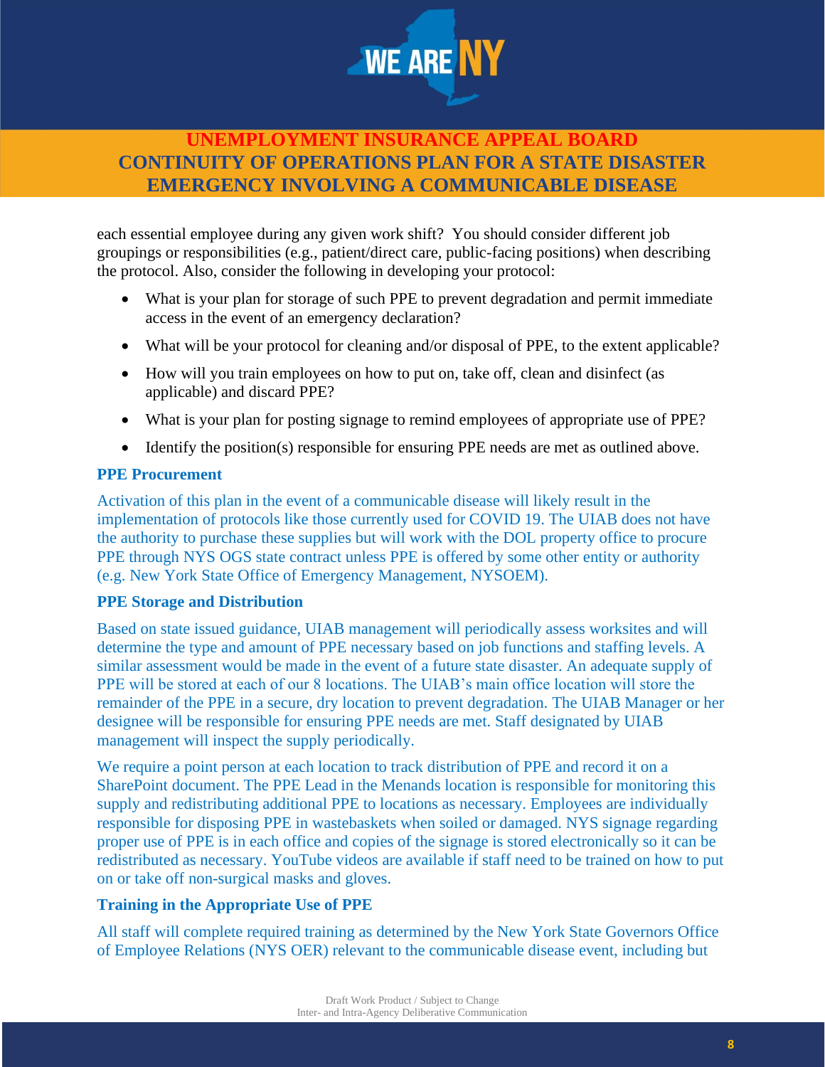each essential employee during any given work shift? You should consider different job groupings or responsibilities (e.g., patient/direct care, public-facing positions) when describing the protocol. Also, consider the following in developing your protocol:

- What is your plan for storage of such PPE to prevent degradation and permit immediate access in the event of an emergency declaration?
- What will be your protocol for cleaning and/or disposal of PPE, to the extent applicable?
- How will you train employees on how to put on, take off, clean and disinfect (as applicable) and discard PPE?
- What is your plan for posting signage to remind employees of appropriate use of PPE?
- Identify the position(s) responsible for ensuring PPE needs are met as outlined above.

### PPE Procurement

Activation of this plan in the event of a communicable disease will likely result in the implementation of protocols like those currently used for COVID 19. The UIAB does not have the authority to purchase these supplies but will work with the DOL property office to procure PPE through NYS OGS state contract unless PPE is offered by some other entity or authority (e.g. New York State Office of Emergency Management, NYSOEM).

### PPE Storage and Distribution

Based on state issued guidance, UIAB management will periodically assess worksites and will determine the type and amount of PPE necessary based on job functions and staffing levels. A similar assessment would be made in the event of a future state disaster. An adequate supply of PPE will be stored at each of our 8 locations. The UIAB's main office location will store the remainder of the PPE in a secure, dry location to prevent degradation. The UIAB Manager or her designee will be responsible for ensuring PPE needs are met. Staff designated by UIAB management will inspect the supply periodically.

We require a point person at each location to track distribution of PPE and record it on a SharePoint document. The PPE Lead in the Menands location is responsible for monitoring this supply and redistributing additional PPE to locations as necessary. Employees are individually responsible for disposing PPE in wastebaskets when soiled or damaged. NYS signage regarding proper use of PPE is in each office and copies of the signage is stored electronically so it can be redistributed as necessary. YouTube videos are available if staff need to be trained on how to put on or take off non-surgical masks and gloves.

### Training in the Appropriate Use of PPE

All staff will complete required training as determined by the New York State Governors Office of Employee Relations (NYS OER) relevant to the communicable disease event, including but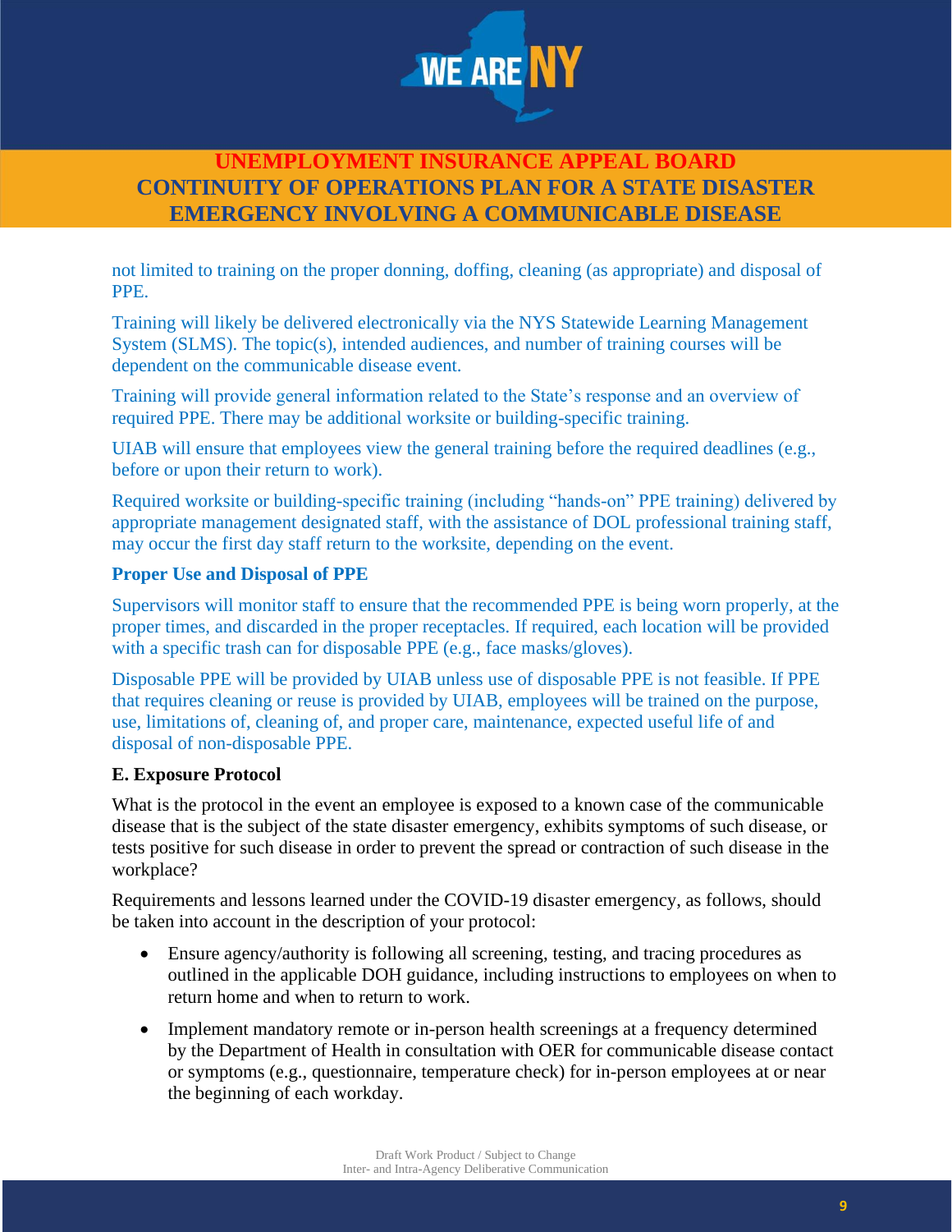not limited to training on the proper donning, doffing, cleaning (as appropriate) and disposal of PPE.

Training will likely be delivered electronically via the NYS Statewide Learning Management System (SLMS). The topic(s), intended audiences, and number of training courses will be dependent on the communicable disease event.

Training will provide general information related to the State's response and an overview of required PPE. There may be additional worksite or building-specific training.

UIAB will ensure that employees view the general training before the required deadlines (e.g., before or upon their return to work).

Required worksite or building-specific training (including "hands-on" PPE training) delivered by appropriate management designated staff, with the assistance of DOL professional training staff, may occur the first day staff return to the worksite, depending on the event.

**Proper Use and Disposal of PPE**

Supervisors will monitor staff to ensure that the recommended PPE is being worn properly, at the proper times, and discarded in the proper receptacles. If required, each location will be provided with a specific trash can for disposable PPE (e.g., face masks/gloves).

Disposable PPE will be provided by UIAB unless use of disposable PPE is not feasible. If PPE that requires cleaning or reuse is provided by UIAB, employees will be trained on the purpose, use, limitations of, cleaning of, and proper care, maintenance, expected useful life of and disposal of non-disposable PPE.

### E. Exposure Protocol

What is the protocol in the event an employee is exposed to a known case of the communicable disease that is the subject of the state disaster emergency, exhibits symptoms of such disease, or tests positive for such disease in order to prevent the spread or contraction of such disease in the workplace?

Requirements and lessons learned under the COVID-19 disaster emergency, as follows, should be taken into account in the description of your protocol:

- Ensure agency/authority is following all screening, testing, and tracing procedures as outlined in the applicable DOH guidance, including instructions to employees on when to return home and when to return to work.
- Implement mandatory remote or in-person health screenings at a frequency determined by the Department of Health in consultation with OER for communicable disease contact or symptoms (e.g., questionnaire, temperature check) for in-person employees at or near the beginning of each workday.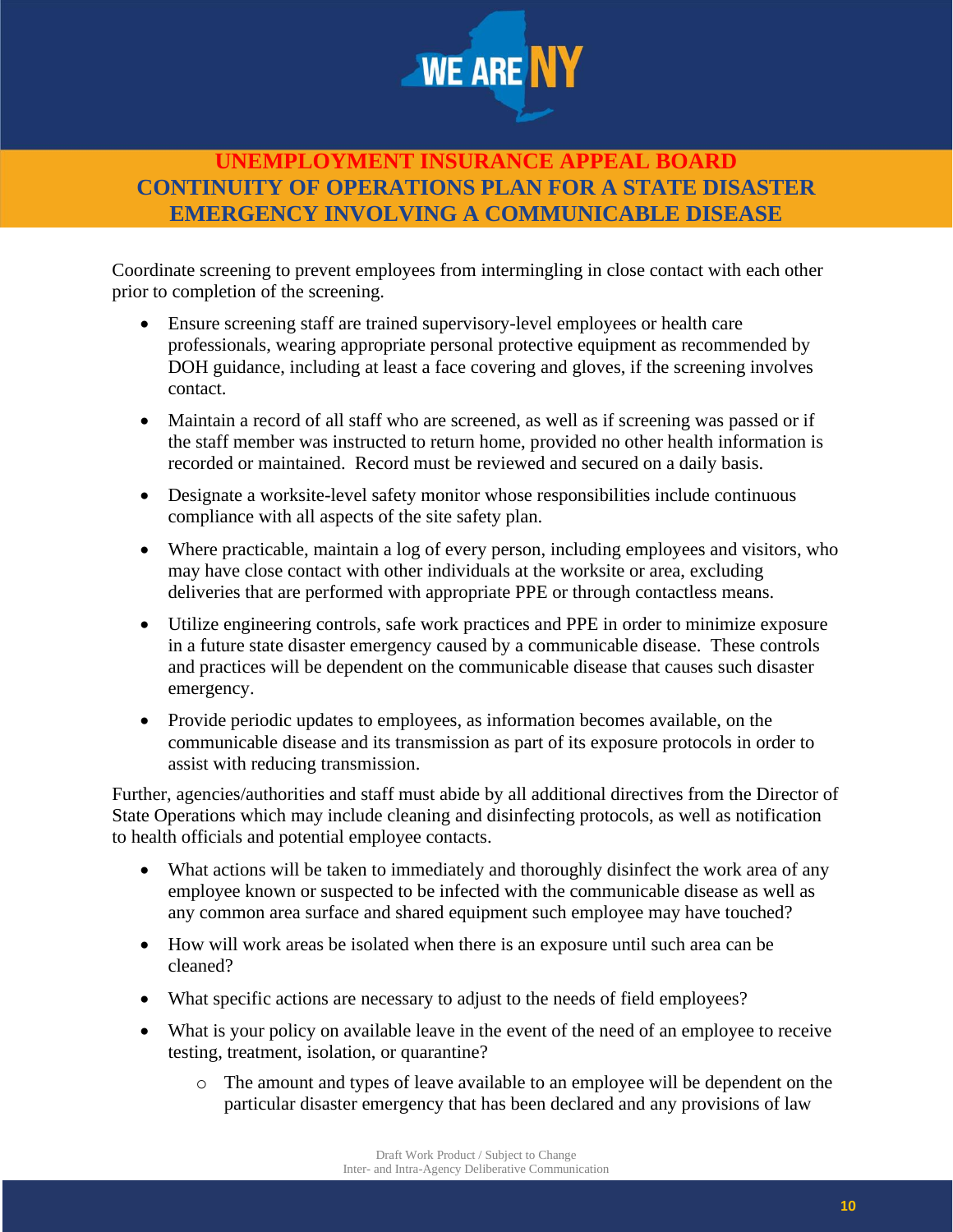Coordinate screening to prevent employees from intermingling in close contact with each other prior to completion of the screening.

- Ensure screening staff are trained supervisory-level employees or health care professionals, wearing appropriate personal protective equipment as recommended by DOH guidance, including at least a face covering and gloves, if the screening involves contact.
- Maintain a record of all staff who are screened, as well as if screening was passed or if the staff member was instructed to return home, provided no other health information is recorded or maintained. Record must be reviewed and secured on a daily basis.
- Designate a worksite-level safety monitor whose responsibilities include continuous compliance with all aspects of the site safety plan.
- Where practicable, maintain a log of every person, including employees and visitors, who may have close contact with other individuals at the worksite or area, excluding deliveries that are performed with appropriate PPE or through contactless means.
- Utilize engineering controls, safe work practices and PPE in order to minimize exposure in a future state disaster emergency caused by a communicable disease. These controls and practices will be dependent on the communicable disease that causes such disaster emergency.
- Provide periodic updates to employees, as information becomes available, on the communicable disease and its transmission as part of its exposure protocols in order to assist with reducing transmission.

Further, agencies/authorities and staff must abide by all additional directives from the Director of State Operations which may include cleaning and disinfecting protocols, as well as notification to health officials and potential employee contacts.

- What actions will be taken to immediately and thoroughly disinfect the work area of any employee known or suspected to be infected with the communicable disease as well as any common area surface and shared equipment such employee may have touched?
- How will work areas be isolated when there is an exposure until such area can be cleaned?
- What specific actions are necessary to adjust to the needs of field employees?
- What is your policy on available leave in the event of the need of an employee to receive testing, treatment, isolation, or quarantine?
    - The amount and types of leave available to an employee will be dependent on the particular disaster emergency that has been declared and any provisions of law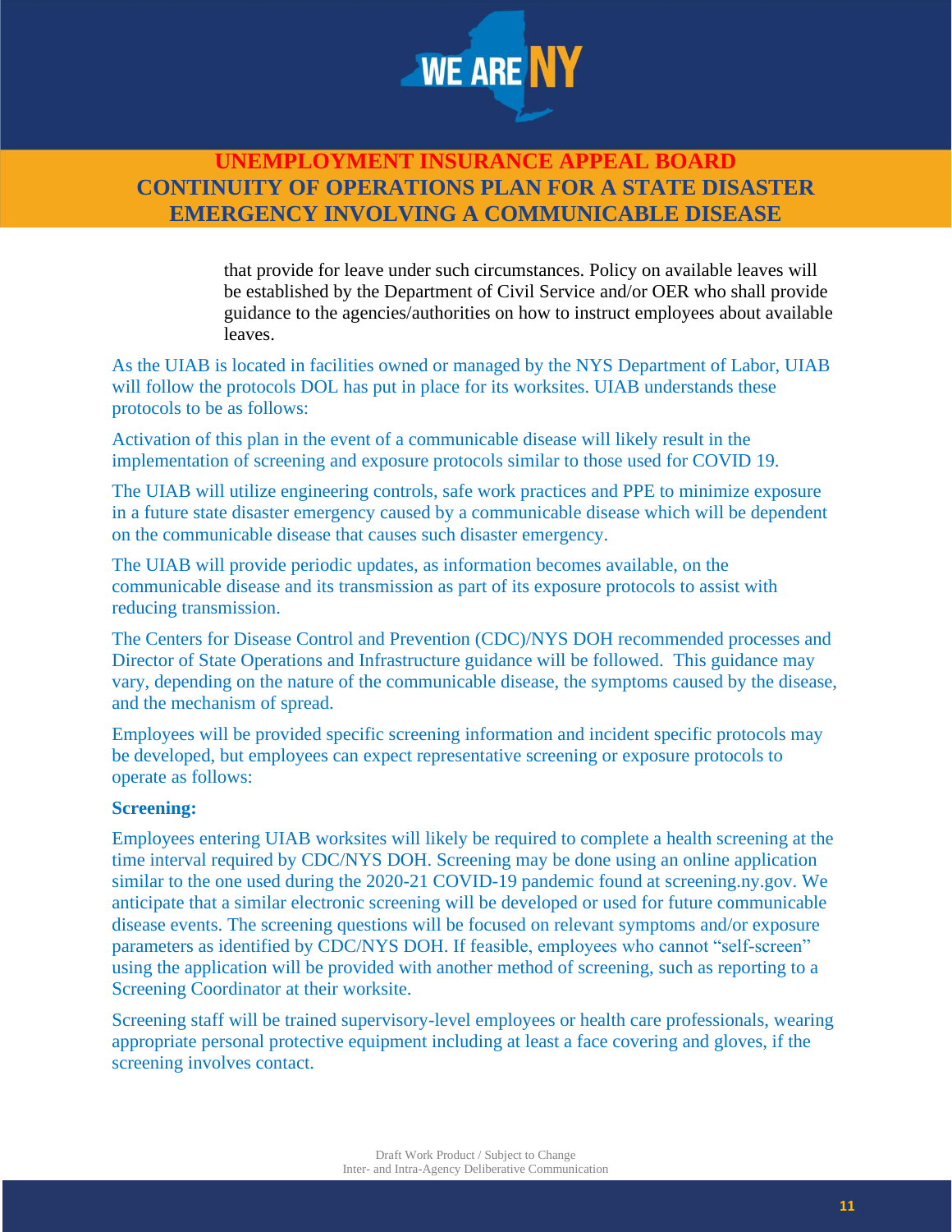that provide for leave under such circumstances. Policy on available leaves will be established by the Department of Civil Service and/or OER who shall provide guidance to the agencies/authorities on how to instruct employees about available leaves.

As the UIAB is located in facilities owned or managed by the NYS Department of Labor, UIAB will follow the protocols DOL has put in place for its worksites. UIAB understands these protocols to be as follows:

Activation of this plan in the event of a communicable disease will likely result in the implementation of screening and exposure protocols similar to those used for COVID 19.

The UIAB will utilize engineering controls, safe work practices and PPE to minimize exposure in a future state disaster emergency caused by a communicable disease which will be dependent on the communicable disease that causes such disaster emergency.

The UIAB will provide periodic updates, as information becomes available, on the communicable disease and its transmission as part of its exposure protocols to assist with reducing transmission.

The Centers for Disease Control and Prevention (CDC)/NYS DOH recommended processes and Director of State Operations and Infrastructure guidance will be followed. This guidance may vary, depending on the nature of the communicable disease, the symptoms caused by the disease, and the mechanism of spread.

Employees will be provided specific screening information and incident specific protocols may be developed, but employees can expect representative screening or exposure protocols to operate as follows:

**Screening:**

Employees entering UIAB worksites will likely be required to complete a health screening at the time interval required by CDC/NYS DOH. Screening may be done using an online application similar to the one used during the 2020-21 COVID-19 pandemic found at screening.ny.gov. We anticipate that a similar electronic screening will be developed or used for future communicable disease events. The screening questions will be focused on relevant symptoms and/or exposure parameters as identified by CDC/NYS DOH. If feasible, employees who cannot "self-screen" using the application will be provided with another method of screening, such as reporting to a Screening Coordinator at their worksite.

Screening staff will be trained supervisory-level employees or health care professionals, wearing appropriate personal protective equipment including at least a face covering and gloves, if the screening involves contact.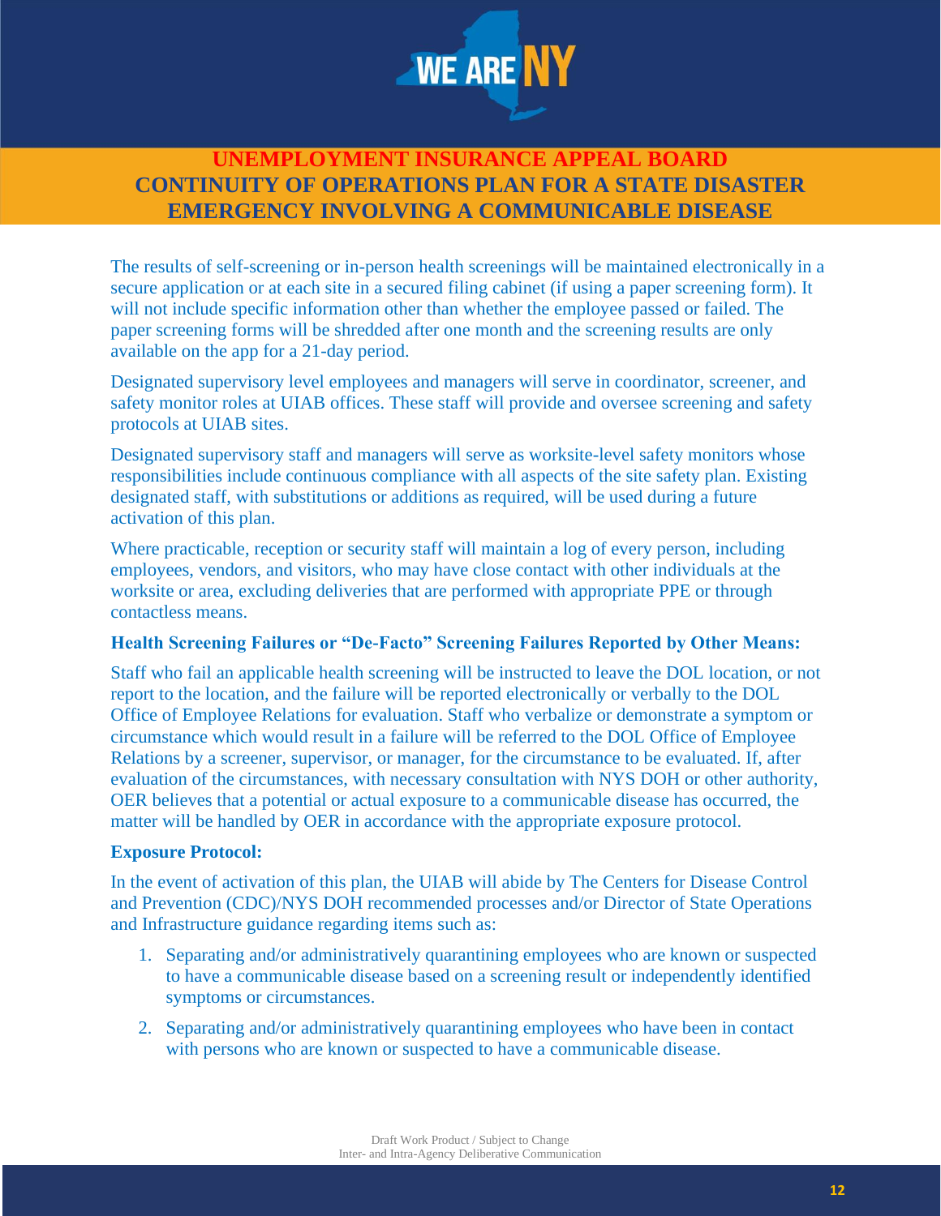The results of self-screening or in-person health screenings will be maintained electronically in a secure application or at each site in a secured filing cabinet (if using a paper screening form). It will not include specific information other than whether the employee passed or failed. The paper screening forms will be shredded after one month and the screening results are only available on the app for a 21-day period.

Designated supervisory level employees and managers will serve in coordinator, screener, and safety monitor roles at UIAB offices. These staff will provide and oversee screening and safety protocols at UIAB sites.

Designated supervisory staff and managers will serve as worksite-level safety monitors whose responsibilities include continuous compliance with all aspects of the site safety plan. Existing designated staff, with substitutions or additions as required, will be used during a future activation of this plan.

Where practicable, reception or security staff will maintain a log of every person, including employees, vendors, and visitors, who may have close contact with other individuals at the worksite or area, excluding deliveries that are performed with appropriate PPE or through contactless means.

**Health Screening Failures or "De-Facto" Screening Failures Reported by Other Means:**

Staff who fail an applicable health screening will be instructed to leave the DOL location, or not report to the location, and the failure will be reported electronically or verbally to the DOL Office of Employee Relations for evaluation. Staff who verbalize or demonstrate a symptom or circumstance which would result in a failure will be referred to the DOL Office of Employee Relations by a screener, supervisor, or manager, for the circumstance to be evaluated. If, after evaluation of the circumstances, with necessary consultation with NYS DOH or other authority, OER believes that a potential or actual exposure to a communicable disease has occurred, the matter will be handled by OER in accordance with the appropriate exposure protocol.

**Exposure Protocol:**

In the event of activation of this plan, the UIAB will abide by The Centers for Disease Control and Prevention (CDC)/NYS DOH recommended processes and/or Director of State Operations and Infrastructure guidance regarding items such as:

1. Separating and/or administratively quarantining employees who are known or suspected to have a communicable disease based on a screening result or independently identified symptoms or circumstances.
2. Separating and/or administratively quarantining employees who have been in contact with persons who are known or suspected to have a communicable disease.

Draft Work Product / Subject to Change
Inter- and Intra-Agency Deliberative Communication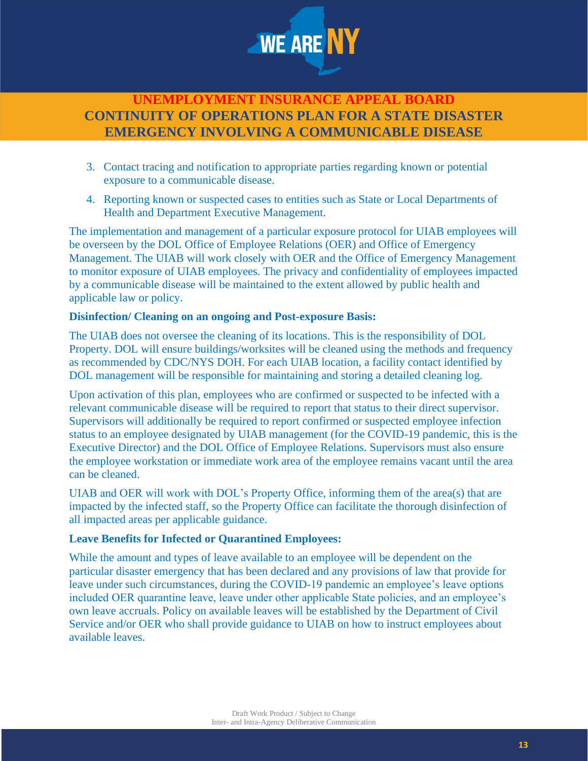3. Contact tracing and notification to appropriate parties regarding known or potential exposure to a communicable disease.
4. Reporting known or suspected cases to entities such as State or Local Departments of Health and Department Executive Management.

The implementation and management of a particular exposure protocol for UIAB employees will be overseen by the DOL Office of Employee Relations (OER) and Office of Emergency Management. The UIAB will work closely with OER and the Office of Emergency Management to monitor exposure of UIAB employees. The privacy and confidentiality of employees impacted by a communicable disease will be maintained to the extent allowed by public health and applicable law or policy.

**Disinfection/ Cleaning on an ongoing and Post-exposure Basis:**

The UIAB does not oversee the cleaning of its locations. This is the responsibility of DOL Property. DOL will ensure buildings/worksites will be cleaned using the methods and frequency as recommended by CDC/NYS DOH. For each UIAB location, a facility contact identified by DOL management will be responsible for maintaining and storing a detailed cleaning log.

Upon activation of this plan, employees who are confirmed or suspected to be infected with a relevant communicable disease will be required to report that status to their direct supervisor. Supervisors will additionally be required to report confirmed or suspected employee infection status to an employee designated by UIAB management (for the COVID-19 pandemic, this is the Executive Director) and the DOL Office of Employee Relations. Supervisors must also ensure the employee workstation or immediate work area of the employee remains vacant until the area can be cleaned.

UIAB and OER will work with DOL's Property Office, informing them of the area(s) that are impacted by the infected staff, so the Property Office can facilitate the thorough disinfection of all impacted areas per applicable guidance.

**Leave Benefits for Infected or Quarantined Employees:**

While the amount and types of leave available to an employee will be dependent on the particular disaster emergency that has been declared and any provisions of law that provide for leave under such circumstances, during the COVID-19 pandemic an employee's leave options included OER quarantine leave, leave under other applicable State policies, and an employee's own leave accruals. Policy on available leaves will be established by the Department of Civil Service and/or OER who shall provide guidance to UIAB on how to instruct employees about available leaves.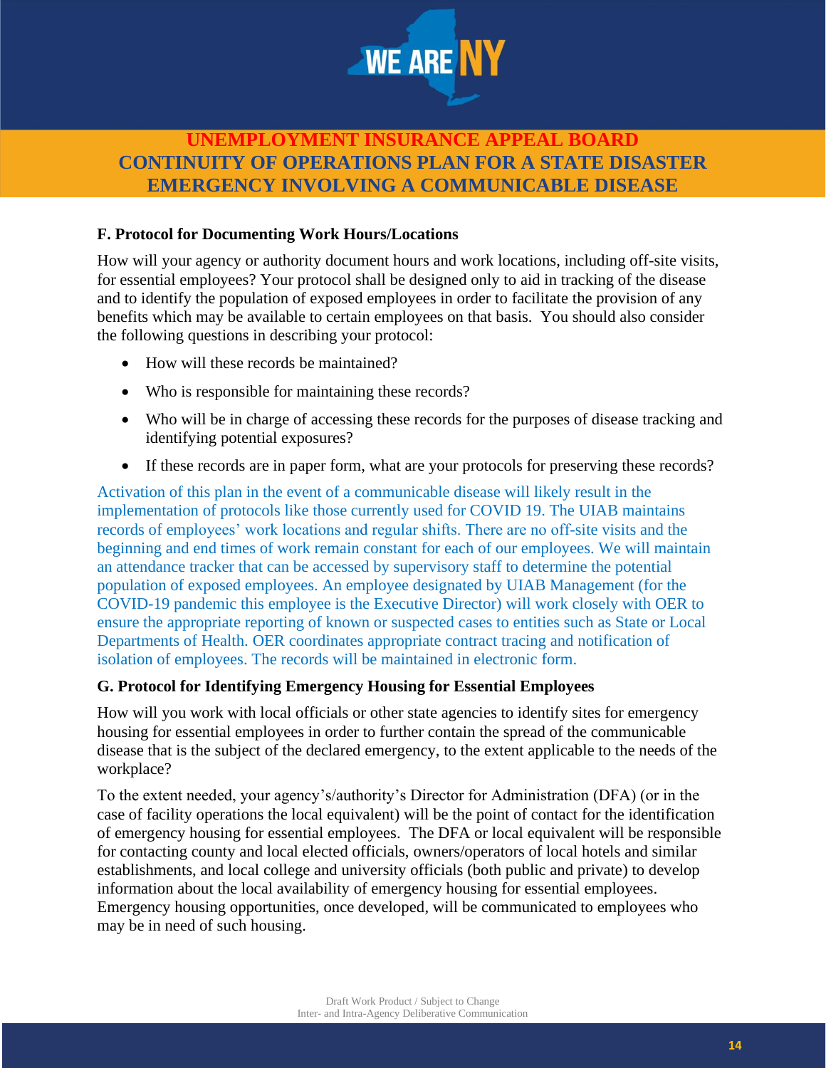### F. Protocol for Documenting Work Hours/Locations

How will your agency or authority document hours and work locations, including off-site visits, for essential employees? Your protocol shall be designed only to aid in tracking of the disease and to identify the population of exposed employees in order to facilitate the provision of any benefits which may be available to certain employees on that basis. You should also consider the following questions in describing your protocol:

- How will these records be maintained?
- Who is responsible for maintaining these records?
- Who will be in charge of accessing these records for the purposes of disease tracking and identifying potential exposures?
- If these records are in paper form, what are your protocols for preserving these records?

Activation of this plan in the event of a communicable disease will likely result in the implementation of protocols like those currently used for COVID 19. The UIAB maintains records of employees' work locations and regular shifts. There are no off-site visits and the beginning and end times of work remain constant for each of our employees. We will maintain an attendance tracker that can be accessed by supervisory staff to determine the potential population of exposed employees. An employee designated by UIAB Management (for the COVID-19 pandemic this employee is the Executive Director) will work closely with OER to ensure the appropriate reporting of known or suspected cases to entities such as State or Local Departments of Health. OER coordinates appropriate contract tracing and notification of isolation of employees. The records will be maintained in electronic form.

### G. Protocol for Identifying Emergency Housing for Essential Employees

How will you work with local officials or other state agencies to identify sites for emergency housing for essential employees in order to further contain the spread of the communicable disease that is the subject of the declared emergency, to the extent applicable to the needs of the workplace?

To the extent needed, your agency's/authority's Director for Administration (DFA) (or in the case of facility operations the local equivalent) will be the point of contact for the identification of emergency housing for essential employees. The DFA or local equivalent will be responsible for contacting county and local elected officials, owners/operators of local hotels and similar establishments, and local college and university officials (both public and private) to develop information about the local availability of emergency housing for essential employees. Emergency housing opportunities, once developed, will be communicated to employees who may be in need of such housing.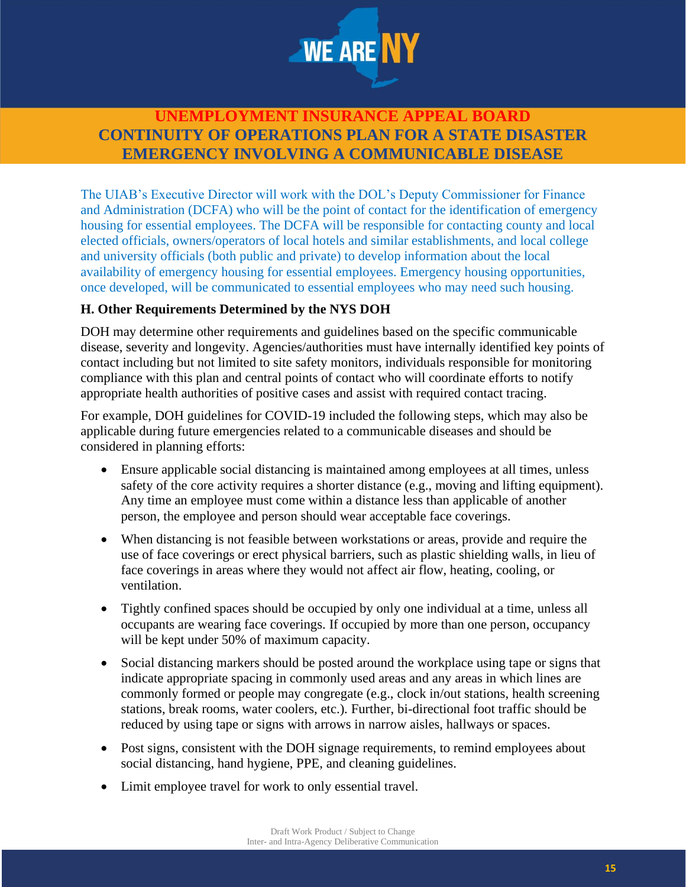The UIAB's Executive Director will work with the DOL's Deputy Commissioner for Finance and Administration (DCFA) who will be the point of contact for the identification of emergency housing for essential employees. The DCFA will be responsible for contacting county and local elected officials, owners/operators of local hotels and similar establishments, and local college and university officials (both public and private) to develop information about the local availability of emergency housing for essential employees. Emergency housing opportunities, once developed, will be communicated to essential employees who may need such housing.

### H. Other Requirements Determined by the NYS DOH

DOH may determine other requirements and guidelines based on the specific communicable disease, severity and longevity. Agencies/authorities must have internally identified key points of contact including but not limited to site safety monitors, individuals responsible for monitoring compliance with this plan and central points of contact who will coordinate efforts to notify appropriate health authorities of positive cases and assist with required contact tracing.

For example, DOH guidelines for COVID-19 included the following steps, which may also be applicable during future emergencies related to a communicable diseases and should be considered in planning efforts:

- Ensure applicable social distancing is maintained among employees at all times, unless safety of the core activity requires a shorter distance (e.g., moving and lifting equipment). Any time an employee must come within a distance less than applicable of another person, the employee and person should wear acceptable face coverings.
- When distancing is not feasible between workstations or areas, provide and require the use of face coverings or erect physical barriers, such as plastic shielding walls, in lieu of face coverings in areas where they would not affect air flow, heating, cooling, or ventilation.
- Tightly confined spaces should be occupied by only one individual at a time, unless all occupants are wearing face coverings. If occupied by more than one person, occupancy will be kept under 50% of maximum capacity.
- Social distancing markers should be posted around the workplace using tape or signs that indicate appropriate spacing in commonly used areas and any areas in which lines are commonly formed or people may congregate (e.g., clock in/out stations, health screening stations, break rooms, water coolers, etc.). Further, bi-directional foot traffic should be reduced by using tape or signs with arrows in narrow aisles, hallways or spaces.
- Post signs, consistent with the DOH signage requirements, to remind employees about social distancing, hand hygiene, PPE, and cleaning guidelines.
- Limit employee travel for work to only essential travel.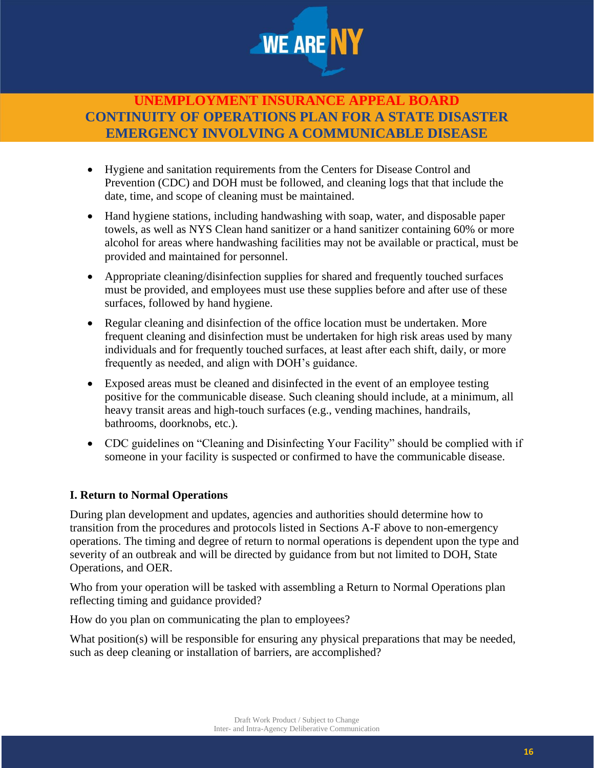- Hygiene and sanitation requirements from the Centers for Disease Control and Prevention (CDC) and DOH must be followed, and cleaning logs that that include the date, time, and scope of cleaning must be maintained.
- Hand hygiene stations, including handwashing with soap, water, and disposable paper towels, as well as NYS Clean hand sanitizer or a hand sanitizer containing 60% or more alcohol for areas where handwashing facilities may not be available or practical, must be provided and maintained for personnel.
- Appropriate cleaning/disinfection supplies for shared and frequently touched surfaces must be provided, and employees must use these supplies before and after use of these surfaces, followed by hand hygiene.
- Regular cleaning and disinfection of the office location must be undertaken. More frequent cleaning and disinfection must be undertaken for high risk areas used by many individuals and for frequently touched surfaces, at least after each shift, daily, or more frequently as needed, and align with DOH's guidance.
- Exposed areas must be cleaned and disinfected in the event of an employee testing positive for the communicable disease. Such cleaning should include, at a minimum, all heavy transit areas and high-touch surfaces (e.g., vending machines, handrails, bathrooms, doorknobs, etc.).
- CDC guidelines on "Cleaning and Disinfecting Your Facility" should be complied with if someone in your facility is suspected or confirmed to have the communicable disease.

### I. Return to Normal Operations

During plan development and updates, agencies and authorities should determine how to transition from the procedures and protocols listed in Sections A-F above to non-emergency operations. The timing and degree of return to normal operations is dependent upon the type and severity of an outbreak and will be directed by guidance from but not limited to DOH, State Operations, and OER.

Who from your operation will be tasked with assembling a Return to Normal Operations plan reflecting timing and guidance provided?

How do you plan on communicating the plan to employees?

What position(s) will be responsible for ensuring any physical preparations that may be needed, such as deep cleaning or installation of barriers, are accomplished?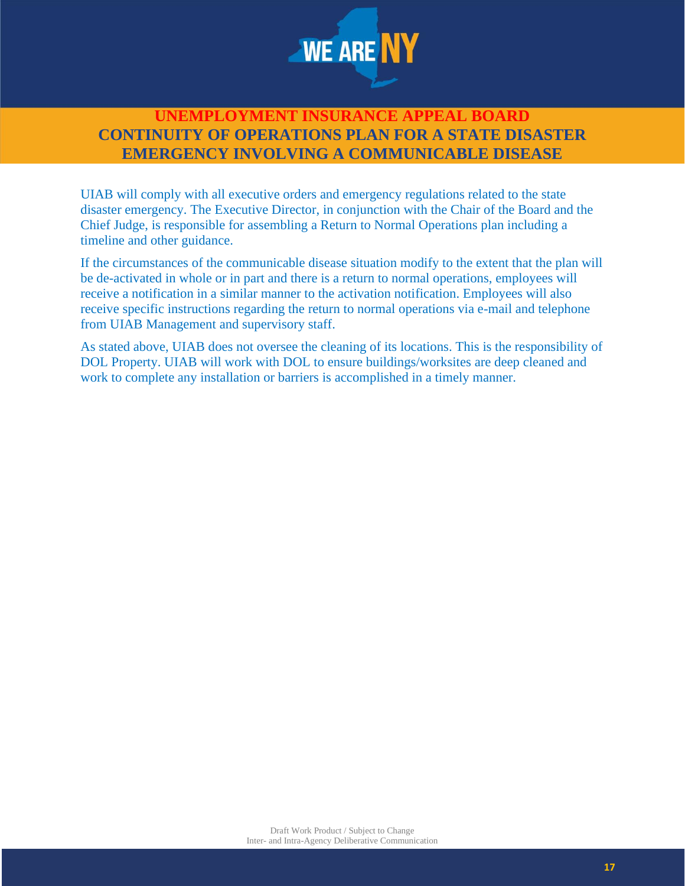# UNEMPLOYMENT INSURANCE APPEAL BOARD CONTINUITY OF OPERATIONS PLAN FOR A STATE DISASTER EMERGENCY INVOLVING A COMMUNICABLE DISEASE

UIAB will comply with all executive orders and emergency regulations related to the state disaster emergency. The Executive Director, in conjunction with the Chair of the Board and the Chief Judge, is responsible for assembling a Return to Normal Operations plan including a timeline and other guidance.

If the circumstances of the communicable disease situation modify to the extent that the plan will be de-activated in whole or in part and there is a return to normal operations, employees will receive a notification in a similar manner to the activation notification. Employees will also receive specific instructions regarding the return to normal operations via e-mail and telephone from UIAB Management and supervisory staff.

As stated above, UIAB does not oversee the cleaning of its locations. This is the responsibility of DOL Property. UIAB will work with DOL to ensure buildings/worksites are deep cleaned and work to complete any installation or barriers is accomplished in a timely manner.

Draft Work Product / Subject to Change
Inter- and Intra-Agency Deliberative Communication